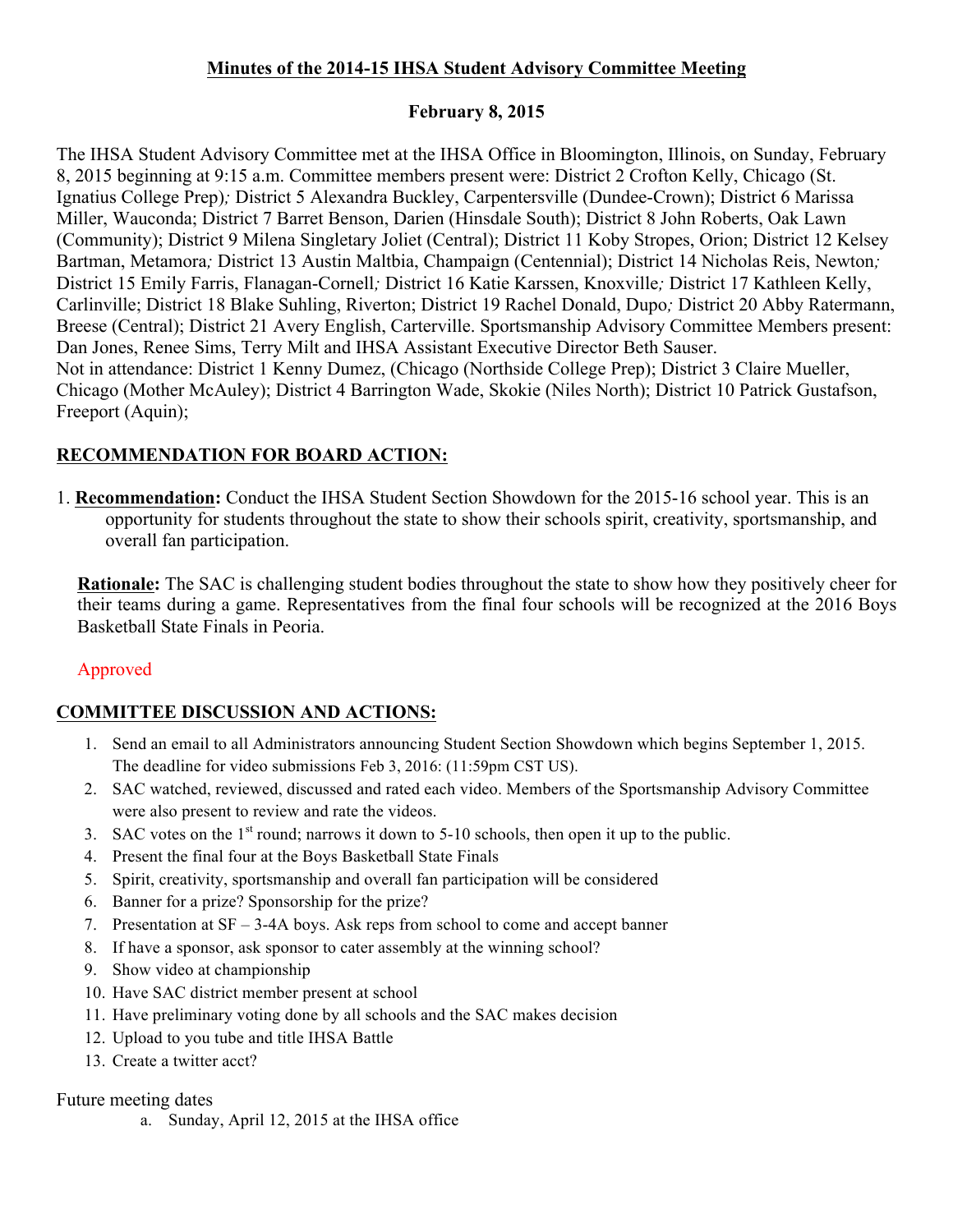## Minutes of the 2014-15 IHSA Student Advisory Committee Meeting

### February 8, 2015

The IHSA Student Advisory Committee met at the IHSA Office in Bloomington, Illinois, on Sunday, February 8, 2015 beginning at 9:15 a.m. Committee members present were: District 2 Crofton Kelly, Chicago (St. Ignatius College Prep); District 5 Alexandra Buckley, Carpentersville (Dundee-Crown); District 6 Marissa Miller, Wauconda; District 7 Barret Benson, Darien (Hinsdale South); District 8 John Roberts, Oak Lawn (Community); District 9 Milena Singletary Joliet (Central); District 11 Koby Stropes, Orion; District 12 Kelsey Bartman, Metamora; District 13 Austin Maltbia, Champaign (Centennial); District 14 Nicholas Reis, Newton; District 15 Emily Farris, Flanagan-Cornell; District 16 Katie Karssen, Knoxville; District 17 Kathleen Kelly, Carlinville; District 18 Blake Suhling, Riverton; District 19 Rachel Donald, Dupo; District 20 Abby Ratermann, Breese (Central); District 21 Avery English, Carterville. Sportsmanship Advisory Committee Members present: Dan Jones, Renee Sims, Terry Milt and IHSA Assistant Executive Director Beth Sauser.
Not in attendance: District 1 Kenny Dumez, (Chicago (Northside College Prep); District 3 Claire Mueller, Chicago (Mother McAuley); District 4 Barrington Wade, Skokie (Niles North); District 10 Patrick Gustafson, Freeport (Aquin);

**RECOMMENDATION FOR BOARD ACTION:**

1. **Recommendation:** Conduct the IHSA Student Section Showdown for the 2015-16 school year. This is an opportunity for students throughout the state to show their schools spirit, creativity, sportsmanship, and overall fan participation.

   **Rationale:** The SAC is challenging student bodies throughout the state to show how they positively cheer for their teams during a game. Representatives from the final four schools will be recognized at the 2016 Boys Basketball State Finals in Peoria.

   Approved

**COMMITTEE DISCUSSION AND ACTIONS:**

1. Send an email to all Administrators announcing Student Section Showdown which begins September 1, 2015. The deadline for video submissions Feb 3, 2016: (11:59pm CST US).
2. SAC watched, reviewed, discussed and rated each video. Members of the Sportsmanship Advisory Committee were also present to review and rate the videos.
3. SAC votes on the 1st round; narrows it down to 5-10 schools, then open it up to the public.
4. Present the final four at the Boys Basketball State Finals
5. Spirit, creativity, sportsmanship and overall fan participation will be considered
6. Banner for a prize? Sponsorship for the prize?
7. Presentation at SF – 3-4A boys. Ask reps from school to come and accept banner
8. If have a sponsor, ask sponsor to cater assembly at the winning school?
9. Show video at championship
10. Have SAC district member present at school
11. Have preliminary voting done by all schools and the SAC makes decision
12. Upload to you tube and title IHSA Battle
13. Create a twitter acct?

Future meeting dates

a. Sunday, April 12, 2015 at the IHSA office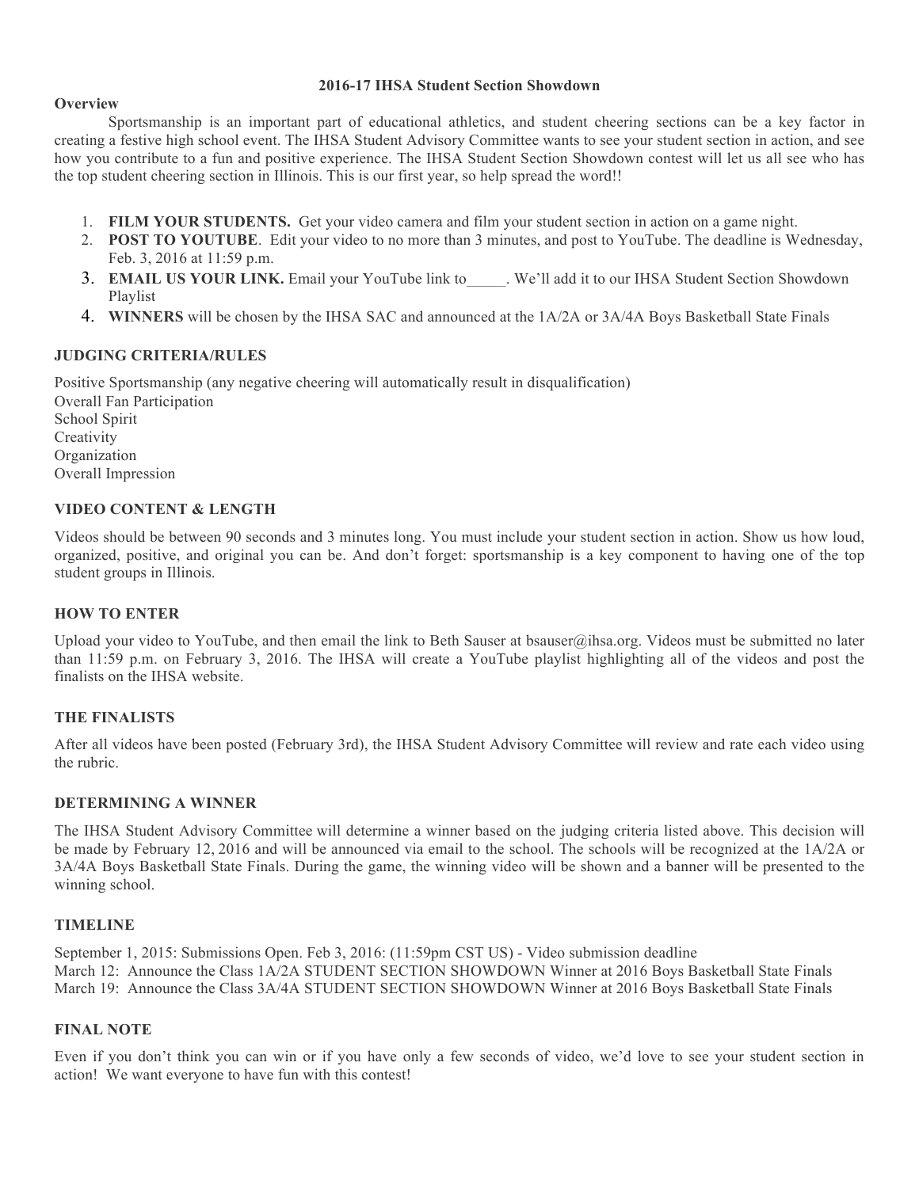# 2016-17 IHSA Student Section Showdown

**Overview**

Sportsmanship is an important part of educational athletics, and student cheering sections can be a key factor in creating a festive high school event. The IHSA Student Advisory Committee wants to see your student section in action, and see how you contribute to a fun and positive experience. The IHSA Student Section Showdown contest will let us all see who has the top student cheering section in Illinois. This is our first year, so help spread the word!!

1. **FILM YOUR STUDENTS.** Get your video camera and film your student section in action on a game night.
2. **POST TO YOUTUBE**. Edit your video to no more than 3 minutes, and post to YouTube. The deadline is Wednesday, Feb. 3, 2016 at 11:59 p.m.
3. **EMAIL US YOUR LINK.** Email your YouTube link to_____. We'll add it to our IHSA Student Section Showdown Playlist
4. **WINNERS** will be chosen by the IHSA SAC and announced at the 1A/2A or 3A/4A Boys Basketball State Finals

## JUDGING CRITERIA/RULES

Positive Sportsmanship (any negative cheering will automatically result in disqualification)
Overall Fan Participation
School Spirit
Creativity
Organization
Overall Impression

## VIDEO CONTENT & LENGTH

Videos should be between 90 seconds and 3 minutes long. You must include your student section in action. Show us how loud, organized, positive, and original you can be. And don't forget: sportsmanship is a key component to having one of the top student groups in Illinois.

## HOW TO ENTER

Upload your video to YouTube, and then email the link to Beth Sauser at bsauser@ihsa.org. Videos must be submitted no later than 11:59 p.m. on February 3, 2016. The IHSA will create a YouTube playlist highlighting all of the videos and post the finalists on the IHSA website.

## THE FINALISTS

After all videos have been posted (February 3rd), the IHSA Student Advisory Committee will review and rate each video using the rubric.

## DETERMINING A WINNER

The IHSA Student Advisory Committee will determine a winner based on the judging criteria listed above. This decision will be made by February 12, 2016 and will be announced via email to the school. The schools will be recognized at the 1A/2A or 3A/4A Boys Basketball State Finals. During the game, the winning video will be shown and a banner will be presented to the winning school.

## TIMELINE

September 1, 2015: Submissions Open. Feb 3, 2016: (11:59pm CST US) - Video submission deadline
March 12: Announce the Class 1A/2A STUDENT SECTION SHOWDOWN Winner at 2016 Boys Basketball State Finals
March 19: Announce the Class 3A/4A STUDENT SECTION SHOWDOWN Winner at 2016 Boys Basketball State Finals

## FINAL NOTE

Even if you don't think you can win or if you have only a few seconds of video, we'd love to see your student section in action! We want everyone to have fun with this contest!